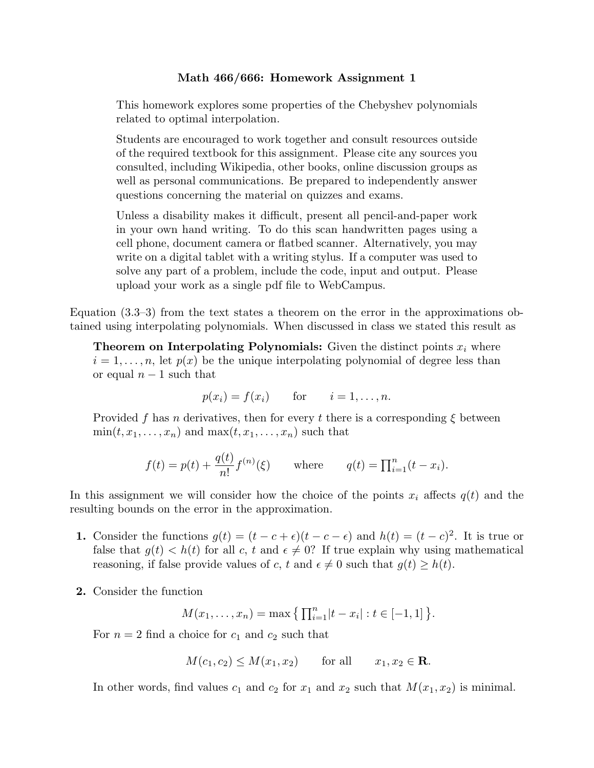# Math 466/666: Homework Assignment 1

This homework explores some properties of the Chebyshev polynomials related to optimal interpolation.

Students are encouraged to work together and consult resources outside of the required textbook for this assignment. Please cite any sources you consulted, including Wikipedia, other books, online discussion groups as well as personal communications. Be prepared to independently answer questions concerning the material on quizzes and exams.

Unless a disability makes it difficult, present all pencil-and-paper work in your own hand writing. To do this scan handwritten pages using a cell phone, document camera or flatbed scanner. Alternatively, you may write on a digital tablet with a writing stylus. If a computer was used to solve any part of a problem, include the code, input and output. Please upload your work as a single pdf file to WebCampus.

Equation (3.3–3) from the text states a theorem on the error in the approximations obtained using interpolating polynomials. When discussed in class we stated this result as

> **Theorem on Interpolating Polynomials:** Given the distinct points $x_i$ where $i = 1, \ldots, n$, let $p(x)$ be the unique interpolating polynomial of degree less than or equal $n - 1$ such that
>
> $$p(x_i) = f(x_i) \qquad \text{for} \qquad i = 1, \ldots, n.$$
>
> Provided $f$ has $n$ derivatives, then for every $t$ there is a corresponding $\xi$ between $\min(t, x_1, \ldots, x_n)$ and $\max(t, x_1, \ldots, x_n)$ such that
>
> $$f(t) = p(t) + \frac{q(t)}{n!} f^{(n)}(\xi) \qquad \text{where} \qquad q(t) = \prod_{i=1}^{n} (t - x_i).$$

In this assignment we will consider how the choice of the points $x_i$ affects $q(t)$ and the resulting bounds on the error in the approximation.

**1.** Consider the functions $g(t) = (t - c + \epsilon)(t - c - \epsilon)$ and $h(t) = (t - c)^2$. It is true or false that $g(t) < h(t)$ for all $c$, $t$ and $\epsilon \neq 0$? If true explain why using mathematical reasoning, if false provide values of $c$, $t$ and $\epsilon \neq 0$ such that $g(t) \geq h(t)$.

**2.** Consider the function

$$M(x_1, \ldots, x_n) = \max \left\{ \prod_{i=1}^{n} |t - x_i| : t \in [-1, 1] \right\}.$$

For $n = 2$ find a choice for $c_1$ and $c_2$ such that

$$M(c_1, c_2) \leq M(x_1, x_2) \qquad \text{for all} \qquad x_1, x_2 \in \mathbf{R}.$$

In other words, find values $c_1$ and $c_2$ for $x_1$ and $x_2$ such that $M(x_1, x_2)$ is minimal.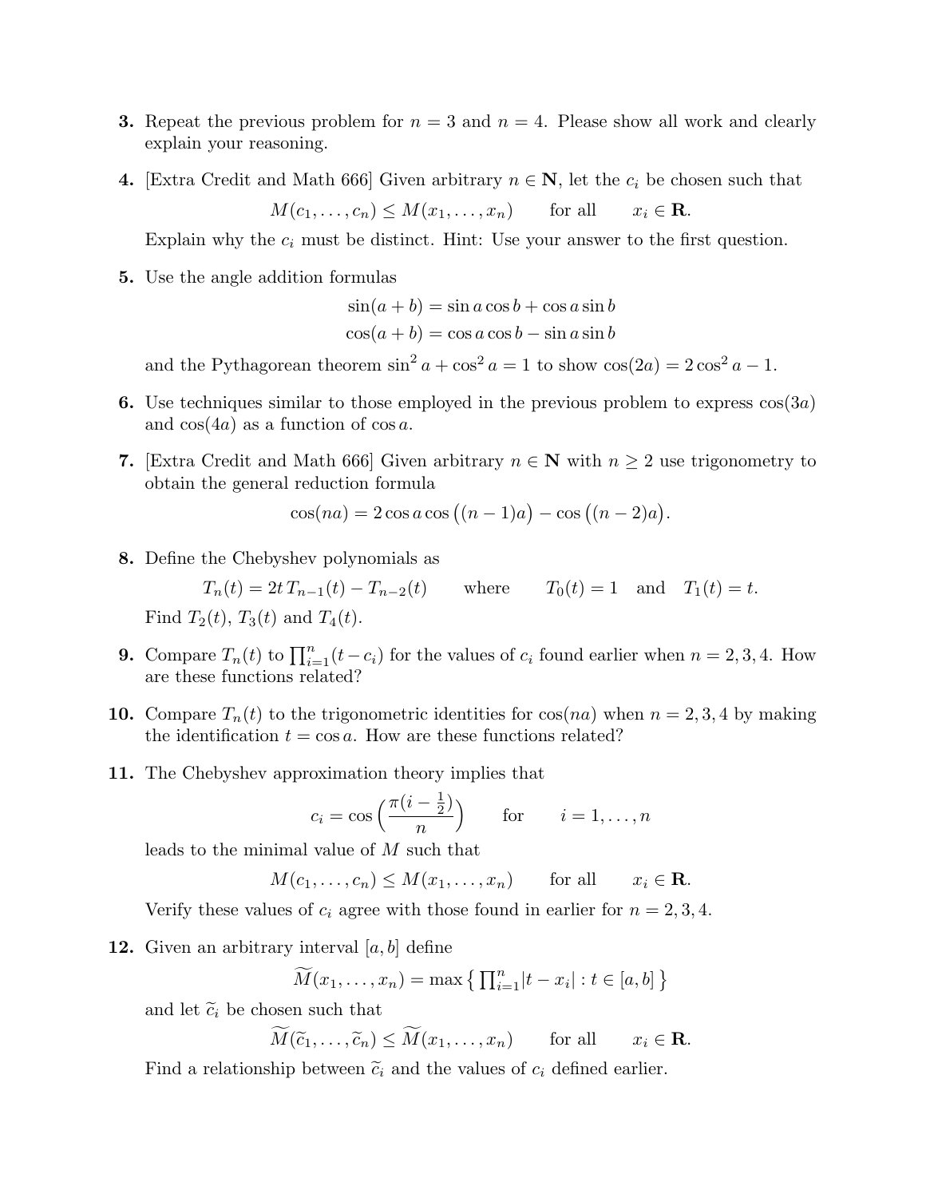**3.** Repeat the previous problem for $n = 3$ and $n = 4$. Please show all work and clearly explain your reasoning.

**4.** [Extra Credit and Math 666] Given arbitrary $n \in \mathbf{N}$, let the $c_i$ be chosen such that

$$M(c_1, \ldots, c_n) \leq M(x_1, \ldots, x_n) \qquad \text{for all} \qquad x_i \in \mathbf{R}.$$

Explain why the $c_i$ must be distinct. Hint: Use your answer to the first question.

**5.** Use the angle addition formulas

$$\sin(a + b) = \sin a \cos b + \cos a \sin b$$
$$\cos(a + b) = \cos a \cos b - \sin a \sin b$$

and the Pythagorean theorem $\sin^2 a + \cos^2 a = 1$ to show $\cos(2a) = 2\cos^2 a - 1$.

**6.** Use techniques similar to those employed in the previous problem to express $\cos(3a)$ and $\cos(4a)$ as a function of $\cos a$.

**7.** [Extra Credit and Math 666] Given arbitrary $n \in \mathbf{N}$ with $n \geq 2$ use trigonometry to obtain the general reduction formula

$$\cos(na) = 2\cos a \cos\big((n-1)a\big) - \cos\big((n-2)a\big).$$

**8.** Define the Chebyshev polynomials as

$$T_n(t) = 2t\, T_{n-1}(t) - T_{n-2}(t) \qquad \text{where} \qquad T_0(t) = 1 \quad \text{and} \quad T_1(t) = t.$$

Find $T_2(t)$, $T_3(t)$ and $T_4(t)$.

**9.** Compare $T_n(t)$ to $\prod_{i=1}^{n}(t - c_i)$ for the values of $c_i$ found earlier when $n = 2, 3, 4$. How are these functions related?

**10.** Compare $T_n(t)$ to the trigonometric identities for $\cos(na)$ when $n = 2, 3, 4$ by making the identification $t = \cos a$. How are these functions related?

**11.** The Chebyshev approximation theory implies that

$$c_i = \cos\left(\frac{\pi(i - \frac{1}{2})}{n}\right) \qquad \text{for} \qquad i = 1, \ldots, n$$

leads to the minimal value of $M$ such that

$$M(c_1, \ldots, c_n) \leq M(x_1, \ldots, x_n) \qquad \text{for all} \qquad x_i \in \mathbf{R}.$$

Verify these values of $c_i$ agree with those found in earlier for $n = 2, 3, 4$.

**12.** Given an arbitrary interval $[a, b]$ define

$$\widetilde{M}(x_1, \ldots, x_n) = \max\left\{ \textstyle\prod_{i=1}^{n} |t - x_i| : t \in [a, b] \right\}$$

and let $\widetilde{c}_i$ be chosen such that

$$\widetilde{M}(\widetilde{c}_1, \ldots, \widetilde{c}_n) \leq \widetilde{M}(x_1, \ldots, x_n) \qquad \text{for all} \qquad x_i \in \mathbf{R}.$$

Find a relationship between $\widetilde{c}_i$ and the values of $c_i$ defined earlier.